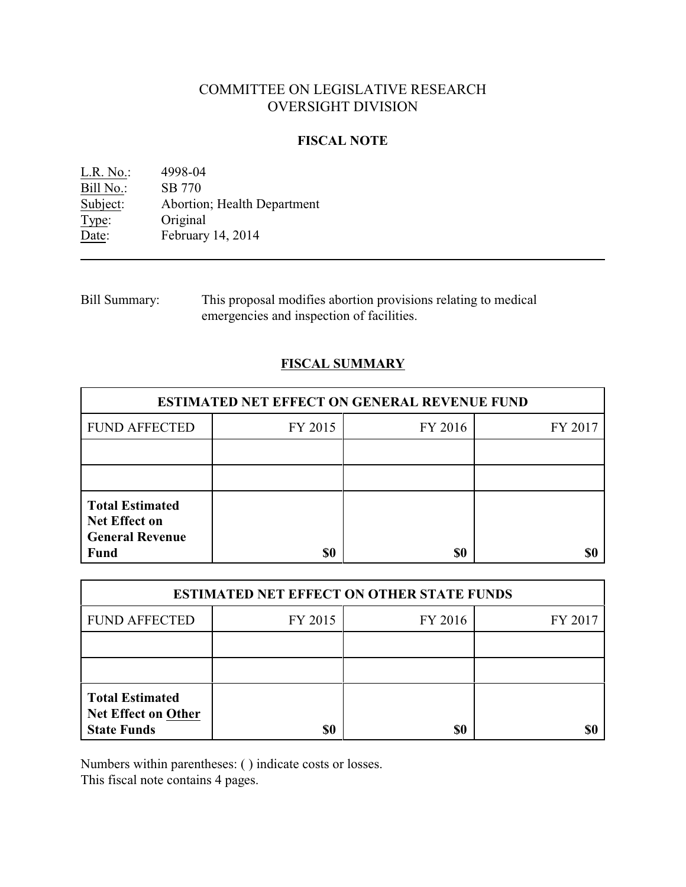# COMMITTEE ON LEGISLATIVE RESEARCH
# OVERSIGHT DIVISION

## FISCAL NOTE

L.R. No.: 4998-04
Bill No.: SB 770
Subject: Abortion; Health Department
Type: Original
Date: February 14, 2014

---

Bill Summary: This proposal modifies abortion provisions relating to medical emergencies and inspection of facilities.

## FISCAL SUMMARY

| ESTIMATED NET EFFECT ON GENERAL REVENUE FUND | | | |
|---|---|---|---|
| FUND AFFECTED | FY 2015 | FY 2016 | FY 2017 |
| | | | |
| | | | |
| **Total Estimated Net Effect on General Revenue Fund** | **$0** | **$0** | **$0** |

| ESTIMATED NET EFFECT ON OTHER STATE FUNDS | | | |
|---|---|---|---|
| FUND AFFECTED | FY 2015 | FY 2016 | FY 2017 |
| | | | |
| | | | |
| **Total Estimated Net Effect on Other State Funds** | **$0** | **$0** | **$0** |

Numbers within parentheses: ( ) indicate costs or losses.
This fiscal note contains 4 pages.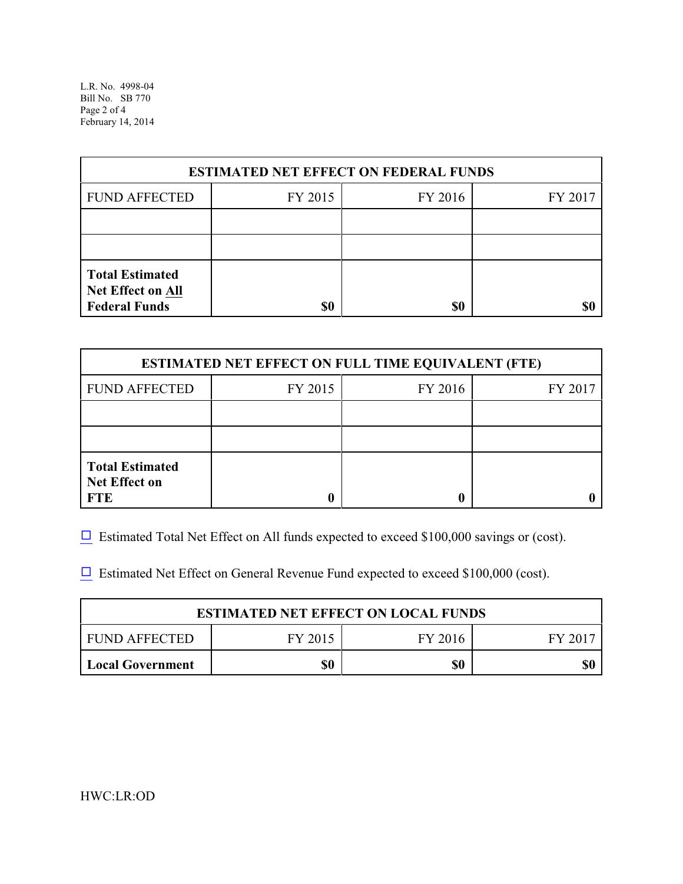| ESTIMATED NET EFFECT ON FEDERAL FUNDS | | | |
|---|---|---|---|
| FUND AFFECTED | FY 2015 | FY 2016 | FY 2017 |
| | | | |
| | | | |
| **Total Estimated Net Effect on All Federal Funds** | **$0** | **$0** | **$0** |

| ESTIMATED NET EFFECT ON FULL TIME EQUIVALENT (FTE) | | | |
|---|---|---|---|
| FUND AFFECTED | FY 2015 | FY 2016 | FY 2017 |
| | | | |
| | | | |
| **Total Estimated Net Effect on FTE** | **0** | **0** | **0** |

☐ Estimated Total Net Effect on All funds expected to exceed $100,000 savings or (cost).

☐ Estimated Net Effect on General Revenue Fund expected to exceed $100,000 (cost).

| ESTIMATED NET EFFECT ON LOCAL FUNDS | | | |
|---|---|---|---|
| FUND AFFECTED | FY 2015 | FY 2016 | FY 2017 |
| **Local Government** | **$0** | **$0** | **$0** |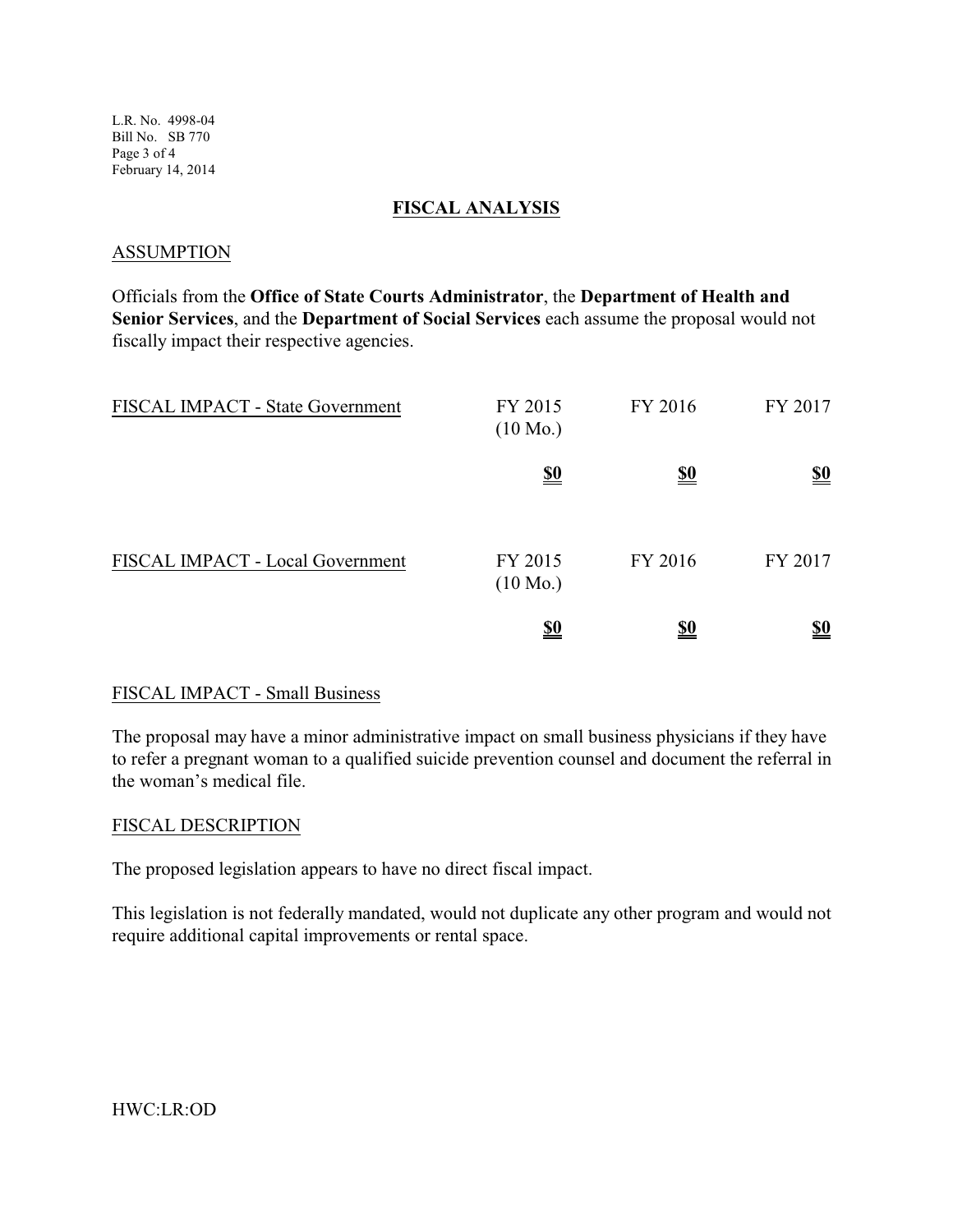## FISCAL ANALYSIS

### ASSUMPTION

Officials from the **Office of State Courts Administrator**, the **Department of Health and Senior Services**, and the **Department of Social Services** each assume the proposal would not fiscally impact their respective agencies.

| FISCAL IMPACT - State Government | FY 2015 (10 Mo.) | FY 2016 | FY 2017 |
|---|---|---|---|
| | **$0** | **$0** | **$0** |

| FISCAL IMPACT - Local Government | FY 2015 (10 Mo.) | FY 2016 | FY 2017 |
|---|---|---|---|
| | **$0** | **$0** | **$0** |

### FISCAL IMPACT - Small Business

The proposal may have a minor administrative impact on small business physicians if they have to refer a pregnant woman to a qualified suicide prevention counsel and document the referral in the woman's medical file.

### FISCAL DESCRIPTION

The proposed legislation appears to have no direct fiscal impact.

This legislation is not federally mandated, would not duplicate any other program and would not require additional capital improvements or rental space.

HWC:LR:OD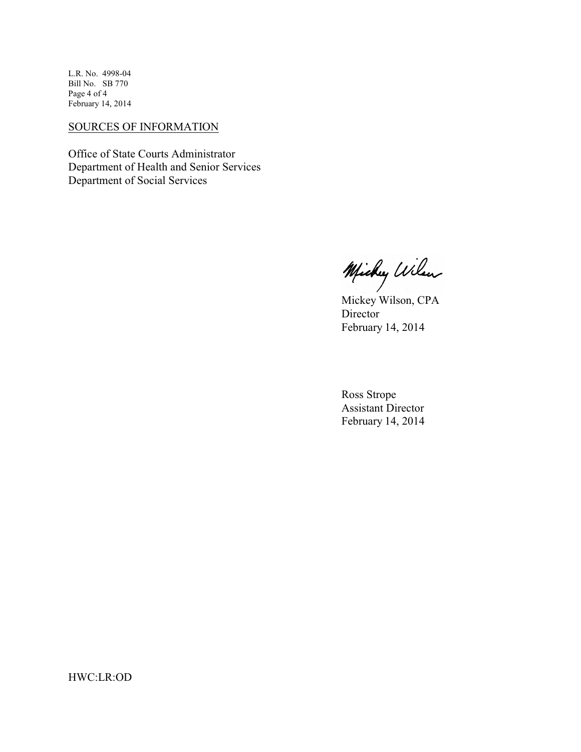## SOURCES OF INFORMATION

Office of State Courts Administrator
Department of Health and Senior Services
Department of Social Services

Mickey Wilson, CPA
Director
February 14, 2014

Ross Strope
Assistant Director
February 14, 2014

HWC:LR:OD